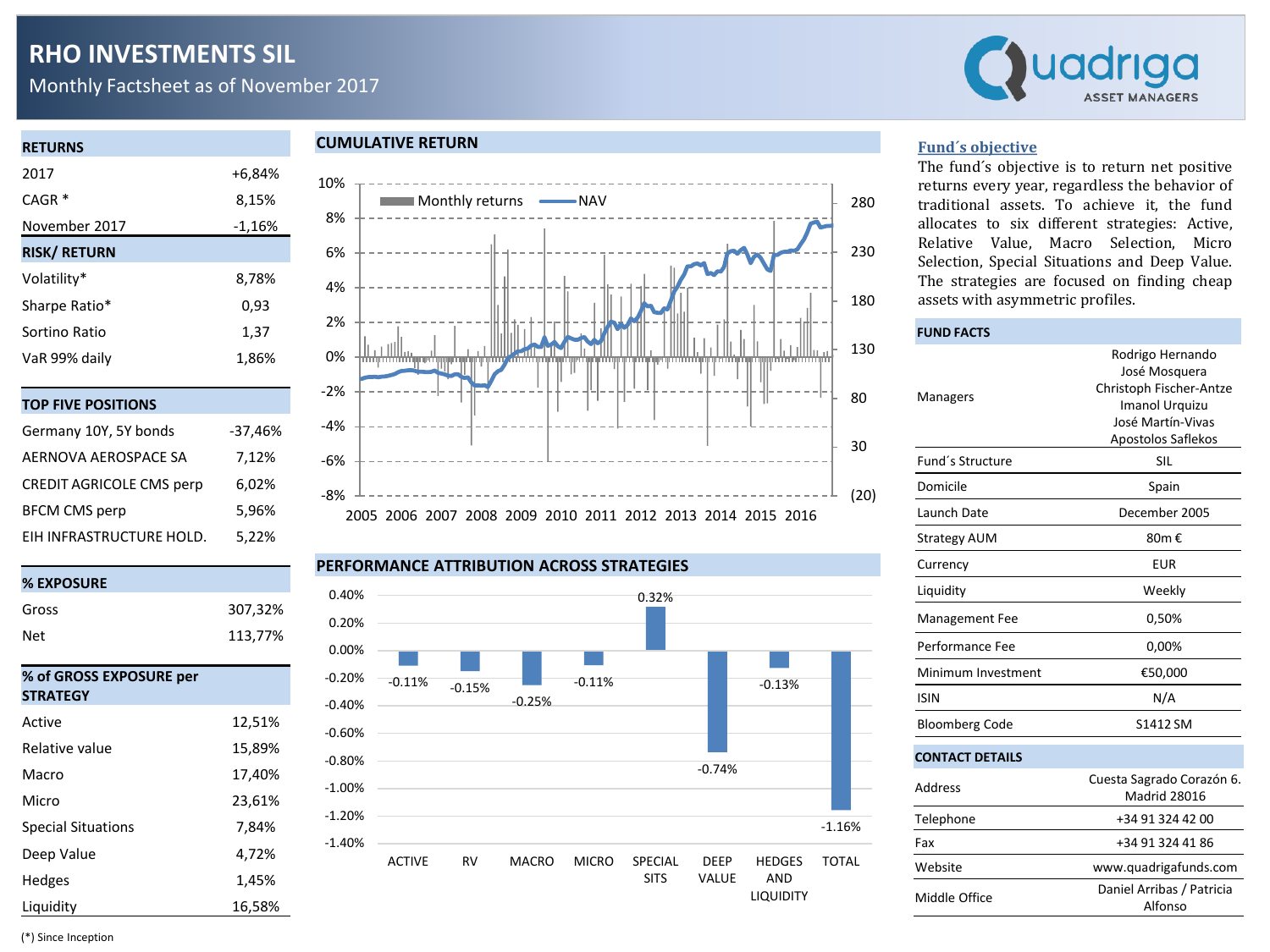# RHO INVESTMENTS SIL

Monthly Factsheet as of November 2017

Quadriga ASSET MANAGERS

## RETURNS

| | |
|---|---|
| 2017 | +6,84% |
| CAGR * | 8,15% |
| November 2017 | -1,16% |

## RISK/ RETURN

| | |
|---|---|
| Volatility* | 8,78% |
| Sharpe Ratio* | 0,93 |
| Sortino Ratio | 1,37 |
| VaR 99% daily | 1,86% |

## TOP FIVE POSITIONS

| | |
|---|---|
| Germany 10Y, 5Y bonds | -37,46% |
| AERNOVA AEROSPACE SA | 7,12% |
| CREDIT AGRICOLE CMS perp | 6,02% |
| BFCM CMS perp | 5,96% |
| EIH INFRASTRUCTURE HOLD. | 5,22% |

## % EXPOSURE

| | |
|---|---|
| Gross | 307,32% |
| Net | 113,77% |

## % of GROSS EXPOSURE per STRATEGY

| | |
|---|---|
| Active | 12,51% |
| Relative value | 15,89% |
| Macro | 17,40% |
| Micro | 23,61% |
| Special Situations | 7,84% |
| Deep Value | 4,72% |
| Hedges | 1,45% |
| Liquidity | 16,58% |

(*) Since Inception

## CUMULATIVE RETURN

Monthly returns — NAV (2005–2016)

## PERFORMANCE ATTRIBUTION ACROSS STRATEGIES

| ACTIVE | RV | MACRO | MICRO | SPECIAL SITS | DEEP VALUE | HEDGES AND LIQUIDITY | TOTAL |
|---|---|---|---|---|---|---|---|
| -0.11% | -0.15% | -0.25% | -0.11% | 0.32% | -0.74% | -0.13% | -1.16% |

## Fund´s objective

The fund´s objective is to return net positive returns every year, regardless the behavior of traditional assets. To achieve it, the fund allocates to six different strategies: Active, Relative Value, Macro Selection, Micro Selection, Special Situations and Deep Value. The strategies are focused on finding cheap assets with asymmetric profiles.

## FUND FACTS

| | |
|---|---|
| Managers | Rodrigo Hernando<br>José Mosquera<br>Christoph Fischer-Antze<br>Imanol Urquizu<br>José Martín-Vivas<br>Apostolos Saflekos |
| Fund´s Structure | SIL |
| Domicile | Spain |
| Launch Date | December 2005 |
| Strategy AUM | 80m € |
| Currency | EUR |
| Liquidity | Weekly |
| Management Fee | 0,50% |
| Performance Fee | 0,00% |
| Minimum Investment | €50,000 |
| ISIN | N/A |
| Bloomberg Code | S1412 SM |

## CONTACT DETAILS

| | |
|---|---|
| Address | Cuesta Sagrado Corazón 6. Madrid 28016 |
| Telephone | +34 91 324 42 00 |
| Fax | +34 91 324 41 86 |
| Website | www.quadrigafunds.com |
| Middle Office | Daniel Arribas / Patricia Alfonso |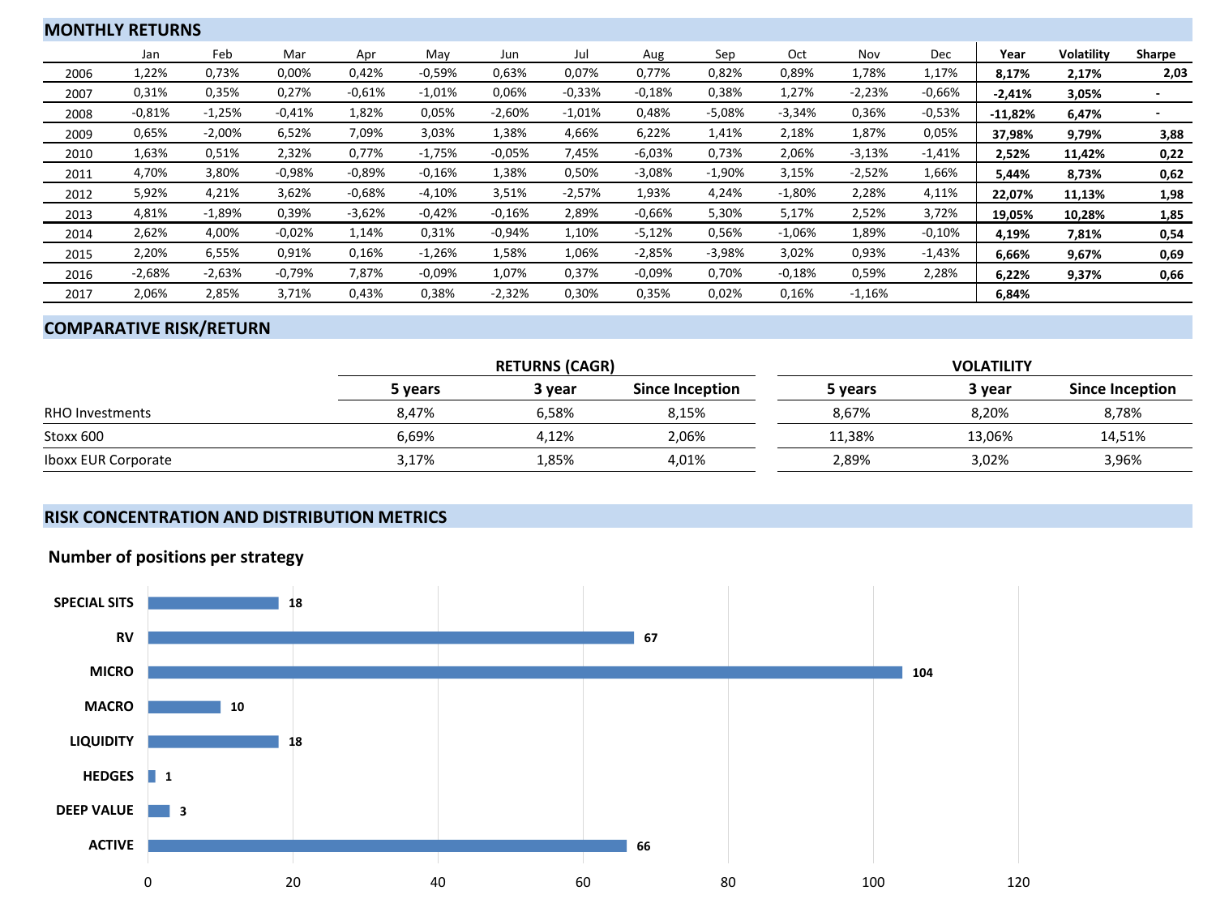## MONTHLY RETURNS

| | Jan | Feb | Mar | Apr | May | Jun | Jul | Aug | Sep | Oct | Nov | Dec | Year | Volatility | Sharpe |
|---|---|---|---|---|---|---|---|---|---|---|---|---|---|---|---|
| 2006 | 1,22% | 0,73% | 0,00% | 0,42% | -0,59% | 0,63% | 0,07% | 0,77% | 0,82% | 0,89% | 1,78% | 1,17% | **8,17%** | **2,17%** | **2,03** |
| 2007 | 0,31% | 0,35% | 0,27% | -0,61% | -1,01% | 0,06% | -0,33% | -0,18% | 0,38% | 1,27% | -2,23% | -0,66% | **-2,41%** | **3,05%** | **-** |
| 2008 | -0,81% | -1,25% | -0,41% | 1,82% | 0,05% | -2,60% | -1,01% | 0,48% | -5,08% | -3,34% | 0,36% | -0,53% | **-11,82%** | **6,47%** | **-** |
| 2009 | 0,65% | -2,00% | 6,52% | 7,09% | 3,03% | 1,38% | 4,66% | 6,22% | 1,41% | 2,18% | 1,87% | 0,05% | **37,98%** | **9,79%** | **3,88** |
| 2010 | 1,63% | 0,51% | 2,32% | 0,77% | -1,75% | -0,05% | 7,45% | -6,03% | 0,73% | 2,06% | -3,13% | -1,41% | **2,52%** | **11,42%** | **0,22** |
| 2011 | 4,70% | 3,80% | -0,98% | -0,89% | -0,16% | 1,38% | 0,50% | -3,08% | -1,90% | 3,15% | -2,52% | 1,66% | **5,44%** | **8,73%** | **0,62** |
| 2012 | 5,92% | 4,21% | 3,62% | -0,68% | -4,10% | 3,51% | -2,57% | 1,93% | 4,24% | -1,80% | 2,28% | 4,11% | **22,07%** | **11,13%** | **1,98** |
| 2013 | 4,81% | -1,89% | 0,39% | -3,62% | -0,42% | -0,16% | 2,89% | -0,66% | 5,30% | 5,17% | 2,52% | 3,72% | **19,05%** | **10,28%** | **1,85** |
| 2014 | 2,62% | 4,00% | -0,02% | 1,14% | 0,31% | -0,94% | 1,10% | -5,12% | 0,56% | -1,06% | 1,89% | -0,10% | **4,19%** | **7,81%** | **0,54** |
| 2015 | 2,20% | 6,55% | 0,91% | 0,16% | -1,26% | 1,58% | 1,06% | -2,85% | -3,98% | 3,02% | 0,93% | -1,43% | **6,66%** | **9,67%** | **0,69** |
| 2016 | -2,68% | -2,63% | -0,79% | 7,87% | -0,09% | 1,07% | 0,37% | -0,09% | 0,70% | -0,18% | 0,59% | 2,28% | **6,22%** | **9,37%** | **0,66** |
| 2017 | 2,06% | 2,85% | 3,71% | 0,43% | 0,38% | -2,32% | 0,30% | 0,35% | 0,02% | 0,16% | -1,16% | | **6,84%** | | |

## COMPARATIVE RISK/RETURN

| | RETURNS (CAGR) | | | VOLATILITY | | |
|---|---|---|---|---|---|---|
| | 5 years | 3 year | Since Inception | 5 years | 3 year | Since Inception |
| RHO Investments | 8,47% | 6,58% | 8,15% | 8,67% | 8,20% | 8,78% |
| Stoxx 600 | 6,69% | 4,12% | 2,06% | 11,38% | 13,06% | 14,51% |
| Iboxx EUR Corporate | 3,17% | 1,85% | 4,01% | 2,89% | 3,02% | 3,96% |

## RISK CONCENTRATION AND DISTRIBUTION METRICS

### Number of positions per strategy

| Strategy | Number of positions |
|---|---|
| SPECIAL SITS | 18 |
| RV | 67 |
| MICRO | 104 |
| MACRO | 10 |
| LIQUIDITY | 18 |
| HEDGES | 1 |
| DEEP VALUE | 3 |
| ACTIVE | 66 |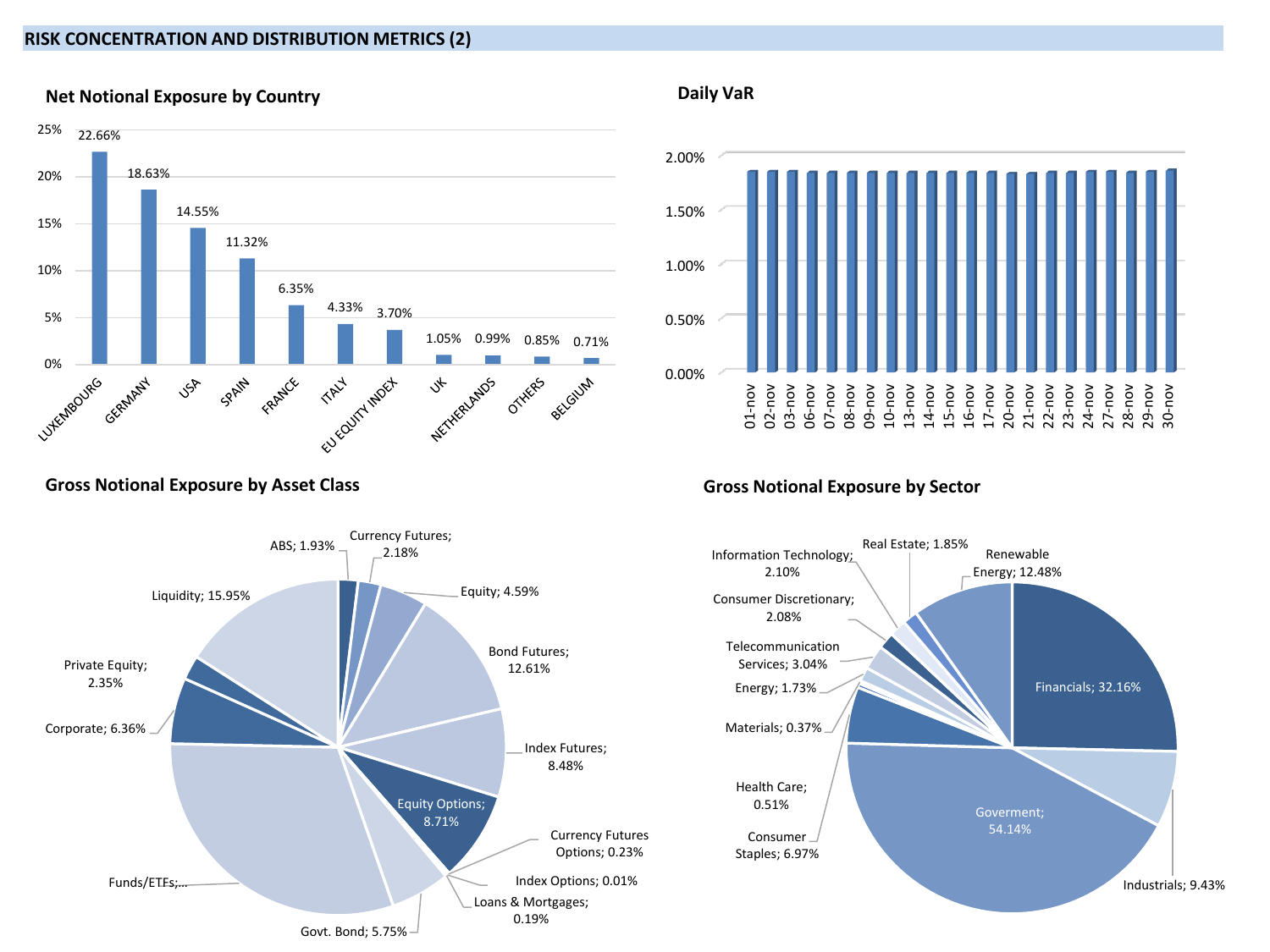## RISK CONCENTRATION AND DISTRIBUTION METRICS (2)

### Net Notional Exposure by Country

| Country | Exposure |
|---|---|
| LUXEMBOURG | 22.66% |
| GERMANY | 18.63% |
| USA | 14.55% |
| SPAIN | 11.32% |
| FRANCE | 6.35% |
| ITALY | 4.33% |
| EU EQUITY INDEX | 3.70% |
| UK | 1.05% |
| NETHERLANDS | 0.99% |
| OTHERS | 0.85% |
| BELGIUM | 0.71% |

### Daily VaR

Dates: 01-nov, 02-nov, 03-nov, 06-nov, 07-nov, 08-nov, 09-nov, 10-nov, 13-nov, 14-nov, 15-nov, 16-nov, 17-nov, 20-nov, 21-nov, 22-nov, 23-nov, 24-nov, 27-nov, 28-nov, 29-nov, 30-nov

Axis: 0.00%, 0.50%, 1.00%, 1.50%, 2.00%

### Gross Notional Exposure by Asset Class

| Asset Class | Exposure |
|---|---|
| ABS | 1.93% |
| Currency Futures | 2.18% |
| Equity | 4.59% |
| Bond Futures | 12.61% |
| Index Futures | 8.48% |
| Equity Options | 8.71% |
| Currency Futures Options | 0.23% |
| Index Options | 0.01% |
| Loans & Mortgages | 0.19% |
| Govt. Bond | 5.75% |
| Funds/ETFs | … |
| Corporate | 6.36% |
| Private Equity | 2.35% |
| Liquidity | 15.95% |

### Gross Notional Exposure by Sector

| Sector | Exposure |
|---|---|
| Financials | 32.16% |
| Industrials | 9.43% |
| Goverment | 54.14% |
| Consumer Staples | 6.97% |
| Health Care | 0.51% |
| Materials | 0.37% |
| Energy | 1.73% |
| Telecommunication Services | 3.04% |
| Consumer Discretionary | 2.08% |
| Information Technology | 2.10% |
| Real Estate | 1.85% |
| Renewable Energy | 12.48% |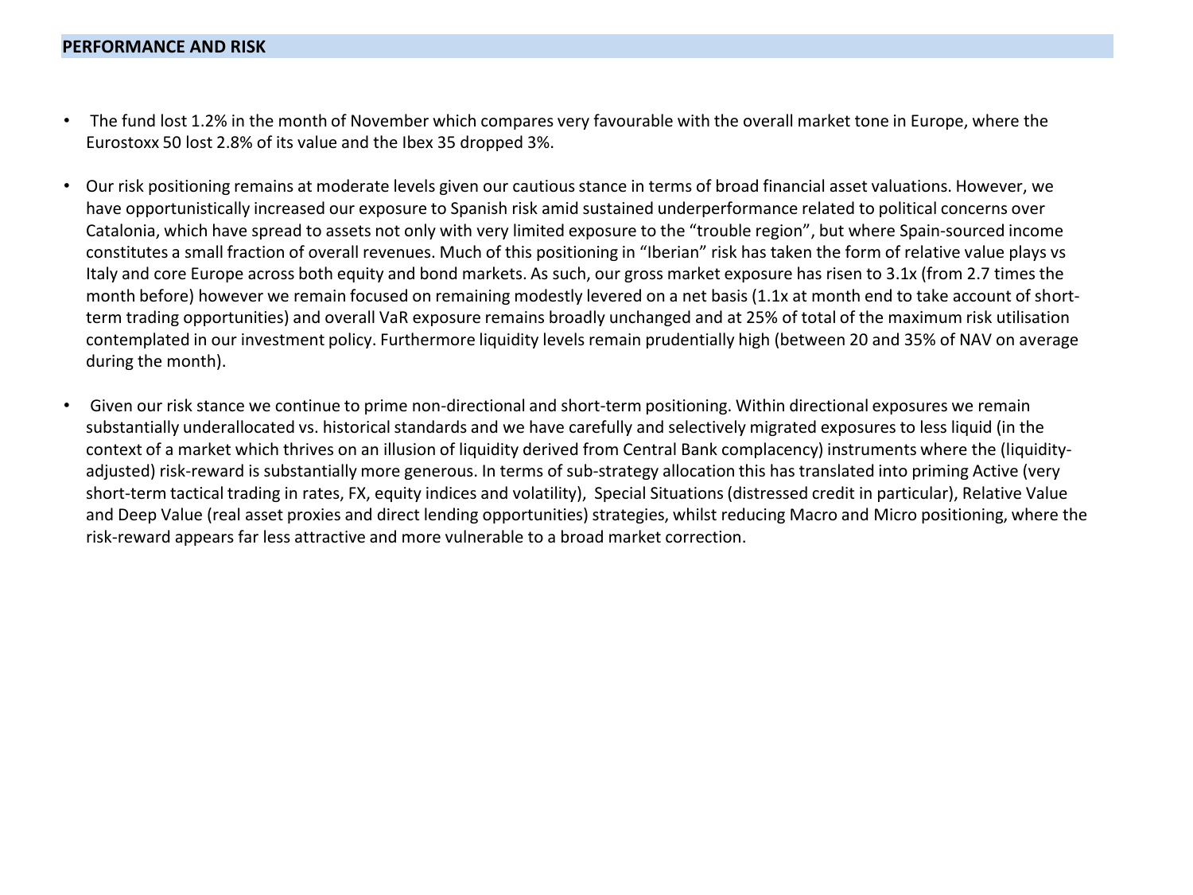## PERFORMANCE AND RISK

- The fund lost 1.2% in the month of November which compares very favourable with the overall market tone in Europe, where the Eurostoxx 50 lost 2.8% of its value and the Ibex 35 dropped 3%.

- Our risk positioning remains at moderate levels given our cautious stance in terms of broad financial asset valuations. However, we have opportunistically increased our exposure to Spanish risk amid sustained underperformance related to political concerns over Catalonia, which have spread to assets not only with very limited exposure to the "trouble region", but where Spain-sourced income constitutes a small fraction of overall revenues. Much of this positioning in "Iberian" risk has taken the form of relative value plays vs Italy and core Europe across both equity and bond markets. As such, our gross market exposure has risen to 3.1x (from 2.7 times the month before) however we remain focused on remaining modestly levered on a net basis (1.1x at month end to take account of short-term trading opportunities) and overall VaR exposure remains broadly unchanged and at 25% of total of the maximum risk utilisation contemplated in our investment policy. Furthermore liquidity levels remain prudentially high (between 20 and 35% of NAV on average during the month).

- Given our risk stance we continue to prime non-directional and short-term positioning. Within directional exposures we remain substantially underallocated vs. historical standards and we have carefully and selectively migrated exposures to less liquid (in the context of a market which thrives on an illusion of liquidity derived from Central Bank complacency) instruments where the (liquidity-adjusted) risk-reward is substantially more generous. In terms of sub-strategy allocation this has translated into priming Active (very short-term tactical trading in rates, FX, equity indices and volatility), Special Situations (distressed credit in particular), Relative Value and Deep Value (real asset proxies and direct lending opportunities) strategies, whilst reducing Macro and Micro positioning, where the risk-reward appears far less attractive and more vulnerable to a broad market correction.